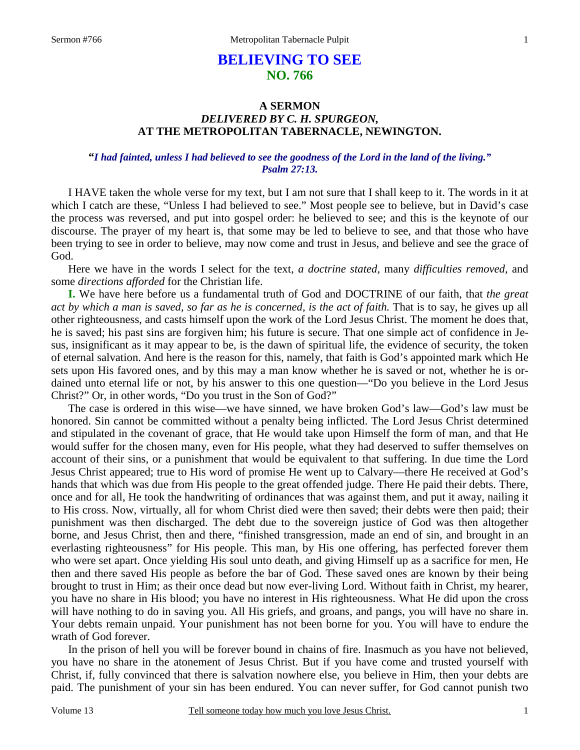# BELIEVING TO SEE
## NO. 766

### A SERMON
### *DELIVERED BY C. H. SPURGEON,*
### AT THE METROPOLITAN TABERNACLE, NEWINGTON.

***"I had fainted, unless I had believed to see the goodness of the Lord in the land of the living." Psalm 27:13.***

I HAVE taken the whole verse for my text, but I am not sure that I shall keep to it. The words in it at which I catch are these, "Unless I had believed to see." Most people see to believe, but in David's case the process was reversed, and put into gospel order: he believed to see; and this is the keynote of our discourse. The prayer of my heart is, that some may be led to believe to see, and that those who have been trying to see in order to believe, may now come and trust in Jesus, and believe and see the grace of God.

Here we have in the words I select for the text, *a doctrine stated,* many *difficulties removed,* and some *directions afforded* for the Christian life.

**I.** We have here before us a fundamental truth of God and DOCTRINE of our faith, that *the great act by which a man is saved, so far as he is concerned, is the act of faith.* That is to say, he gives up all other righteousness, and casts himself upon the work of the Lord Jesus Christ. The moment he does that, he is saved; his past sins are forgiven him; his future is secure. That one simple act of confidence in Jesus, insignificant as it may appear to be, is the dawn of spiritual life, the evidence of security, the token of eternal salvation. And here is the reason for this, namely, that faith is God's appointed mark which He sets upon His favored ones, and by this may a man know whether he is saved or not, whether he is ordained unto eternal life or not, by his answer to this one question—"Do you believe in the Lord Jesus Christ?" Or, in other words, "Do you trust in the Son of God?"

The case is ordered in this wise—we have sinned, we have broken God's law—God's law must be honored. Sin cannot be committed without a penalty being inflicted. The Lord Jesus Christ determined and stipulated in the covenant of grace, that He would take upon Himself the form of man, and that He would suffer for the chosen many, even for His people, what they had deserved to suffer themselves on account of their sins, or a punishment that would be equivalent to that suffering. In due time the Lord Jesus Christ appeared; true to His word of promise He went up to Calvary—there He received at God's hands that which was due from His people to the great offended judge. There He paid their debts. There, once and for all, He took the handwriting of ordinances that was against them, and put it away, nailing it to His cross. Now, virtually, all for whom Christ died were then saved; their debts were then paid; their punishment was then discharged. The debt due to the sovereign justice of God was then altogether borne, and Jesus Christ, then and there, "finished transgression, made an end of sin, and brought in an everlasting righteousness" for His people. This man, by His one offering, has perfected forever them who were set apart. Once yielding His soul unto death, and giving Himself up as a sacrifice for men, He then and there saved His people as before the bar of God. These saved ones are known by their being brought to trust in Him; as their once dead but now ever-living Lord. Without faith in Christ, my hearer, you have no share in His blood; you have no interest in His righteousness. What He did upon the cross will have nothing to do in saving you. All His griefs, and groans, and pangs, you will have no share in. Your debts remain unpaid. Your punishment has not been borne for you. You will have to endure the wrath of God forever.

In the prison of hell you will be forever bound in chains of fire. Inasmuch as you have not believed, you have no share in the atonement of Jesus Christ. But if you have come and trusted yourself with Christ, if, fully convinced that there is salvation nowhere else, you believe in Him, then your debts are paid. The punishment of your sin has been endured. You can never suffer, for God cannot punish two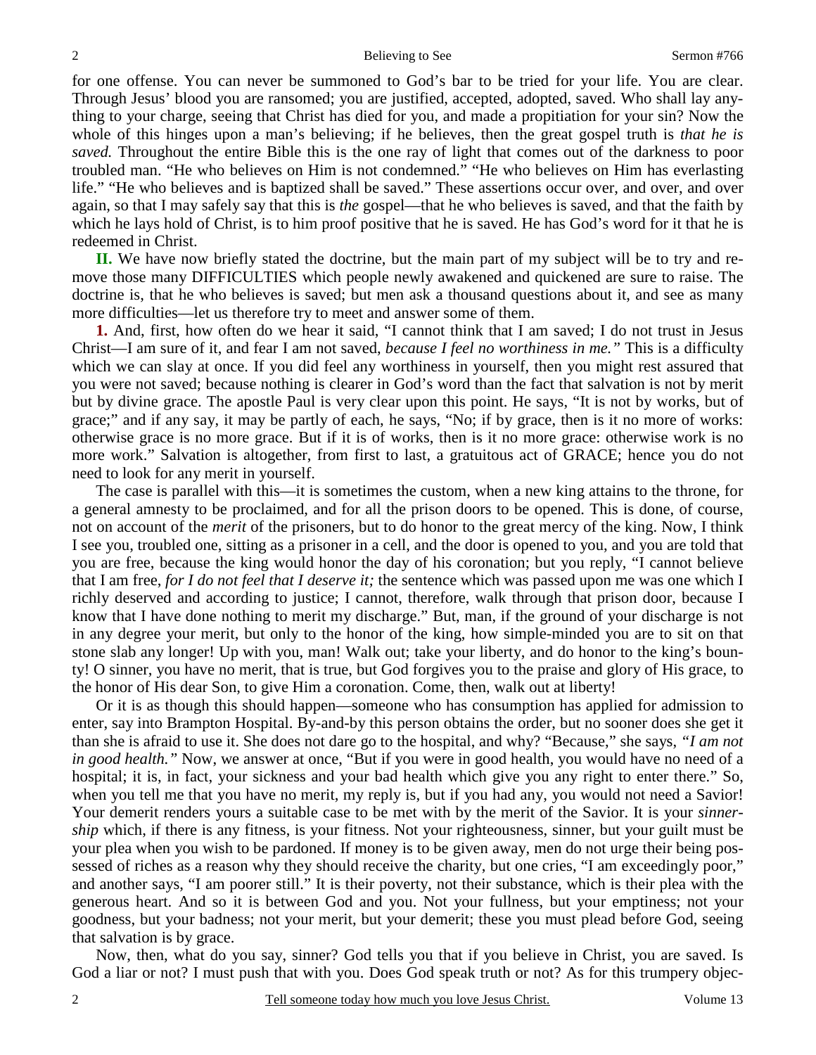for one offense. You can never be summoned to God's bar to be tried for your life. You are clear. Through Jesus' blood you are ransomed; you are justified, accepted, adopted, saved. Who shall lay anything to your charge, seeing that Christ has died for you, and made a propitiation for your sin? Now the whole of this hinges upon a man's believing; if he believes, then the great gospel truth is *that he is saved.* Throughout the entire Bible this is the one ray of light that comes out of the darkness to poor troubled man. "He who believes on Him is not condemned." "He who believes on Him has everlasting life." "He who believes and is baptized shall be saved." These assertions occur over, and over, and over again, so that I may safely say that this is *the* gospel—that he who believes is saved, and that the faith by which he lays hold of Christ, is to him proof positive that he is saved. He has God's word for it that he is redeemed in Christ.

**II.** We have now briefly stated the doctrine, but the main part of my subject will be to try and remove those many DIFFICULTIES which people newly awakened and quickened are sure to raise. The doctrine is, that he who believes is saved; but men ask a thousand questions about it, and see as many more difficulties—let us therefore try to meet and answer some of them.

**1.** And, first, how often do we hear it said, "I cannot think that I am saved; I do not trust in Jesus Christ—I am sure of it, and fear I am not saved, *because I feel no worthiness in me."* This is a difficulty which we can slay at once. If you did feel any worthiness in yourself, then you might rest assured that you were not saved; because nothing is clearer in God's word than the fact that salvation is not by merit but by divine grace. The apostle Paul is very clear upon this point. He says, "It is not by works, but of grace;" and if any say, it may be partly of each, he says, "No; if by grace, then is it no more of works: otherwise grace is no more grace. But if it is of works, then is it no more grace: otherwise work is no more work." Salvation is altogether, from first to last, a gratuitous act of GRACE; hence you do not need to look for any merit in yourself.

The case is parallel with this—it is sometimes the custom, when a new king attains to the throne, for a general amnesty to be proclaimed, and for all the prison doors to be opened. This is done, of course, not on account of the *merit* of the prisoners, but to do honor to the great mercy of the king. Now, I think I see you, troubled one, sitting as a prisoner in a cell, and the door is opened to you, and you are told that you are free, because the king would honor the day of his coronation; but you reply, "I cannot believe that I am free, *for I do not feel that I deserve it;* the sentence which was passed upon me was one which I richly deserved and according to justice; I cannot, therefore, walk through that prison door, because I know that I have done nothing to merit my discharge." But, man, if the ground of your discharge is not in any degree your merit, but only to the honor of the king, how simple-minded you are to sit on that stone slab any longer! Up with you, man! Walk out; take your liberty, and do honor to the king's bounty! O sinner, you have no merit, that is true, but God forgives you to the praise and glory of His grace, to the honor of His dear Son, to give Him a coronation. Come, then, walk out at liberty!

Or it is as though this should happen—someone who has consumption has applied for admission to enter, say into Brampton Hospital. By-and-by this person obtains the order, but no sooner does she get it than she is afraid to use it. She does not dare go to the hospital, and why? "Because," she says, *"I am not in good health."* Now, we answer at once, "But if you were in good health, you would have no need of a hospital; it is, in fact, your sickness and your bad health which give you any right to enter there." So, when you tell me that you have no merit, my reply is, but if you had any, you would not need a Savior! Your demerit renders yours a suitable case to be met with by the merit of the Savior. It is your *sinnership* which, if there is any fitness, is your fitness. Not your righteousness, sinner, but your guilt must be your plea when you wish to be pardoned. If money is to be given away, men do not urge their being possessed of riches as a reason why they should receive the charity, but one cries, "I am exceedingly poor," and another says, "I am poorer still." It is their poverty, not their substance, which is their plea with the generous heart. And so it is between God and you. Not your fullness, but your emptiness; not your goodness, but your badness; not your merit, but your demerit; these you must plead before God, seeing that salvation is by grace.

Now, then, what do you say, sinner? God tells you that if you believe in Christ, you are saved. Is God a liar or not? I must push that with you. Does God speak truth or not? As for this trumpery objec-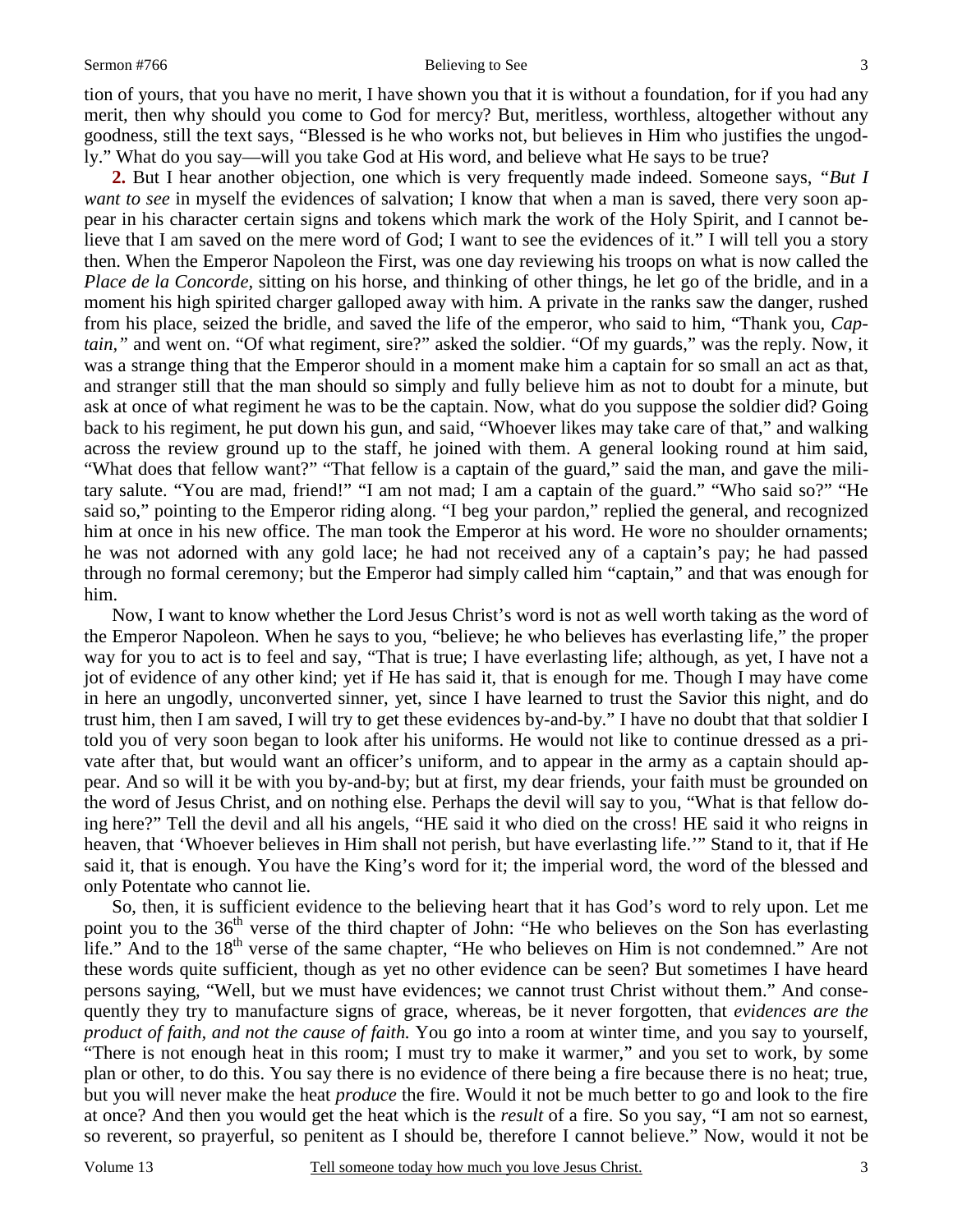tion of yours, that you have no merit, I have shown you that it is without a foundation, for if you had any merit, then why should you come to God for mercy? But, meritless, worthless, altogether without any goodness, still the text says, "Blessed is he who works not, but believes in Him who justifies the ungodly." What do you say—will you take God at His word, and believe what He says to be true?

**2.** But I hear another objection, one which is very frequently made indeed. Someone says, *"But I want to see* in myself the evidences of salvation; I know that when a man is saved, there very soon appear in his character certain signs and tokens which mark the work of the Holy Spirit, and I cannot believe that I am saved on the mere word of God; I want to see the evidences of it." I will tell you a story then. When the Emperor Napoleon the First, was one day reviewing his troops on what is now called the *Place de la Concorde*, sitting on his horse, and thinking of other things, he let go of the bridle, and in a moment his high spirited charger galloped away with him. A private in the ranks saw the danger, rushed from his place, seized the bridle, and saved the life of the emperor, who said to him, "Thank you, *Captain,"* and went on. "Of what regiment, sire?" asked the soldier. "Of my guards," was the reply. Now, it was a strange thing that the Emperor should in a moment make him a captain for so small an act as that, and stranger still that the man should so simply and fully believe him as not to doubt for a minute, but ask at once of what regiment he was to be the captain. Now, what do you suppose the soldier did? Going back to his regiment, he put down his gun, and said, "Whoever likes may take care of that," and walking across the review ground up to the staff, he joined with them. A general looking round at him said, "What does that fellow want?" "That fellow is a captain of the guard," said the man, and gave the military salute. "You are mad, friend!" "I am not mad; I am a captain of the guard." "Who said so?" "He said so," pointing to the Emperor riding along. "I beg your pardon," replied the general, and recognized him at once in his new office. The man took the Emperor at his word. He wore no shoulder ornaments; he was not adorned with any gold lace; he had not received any of a captain's pay; he had passed through no formal ceremony; but the Emperor had simply called him "captain," and that was enough for him.

Now, I want to know whether the Lord Jesus Christ's word is not as well worth taking as the word of the Emperor Napoleon. When he says to you, "believe; he who believes has everlasting life," the proper way for you to act is to feel and say, "That is true; I have everlasting life; although, as yet, I have not a jot of evidence of any other kind; yet if He has said it, that is enough for me. Though I may have come in here an ungodly, unconverted sinner, yet, since I have learned to trust the Savior this night, and do trust him, then I am saved, I will try to get these evidences by-and-by." I have no doubt that that soldier I told you of very soon began to look after his uniforms. He would not like to continue dressed as a private after that, but would want an officer's uniform, and to appear in the army as a captain should appear. And so will it be with you by-and-by; but at first, my dear friends, your faith must be grounded on the word of Jesus Christ, and on nothing else. Perhaps the devil will say to you, "What is that fellow doing here?" Tell the devil and all his angels, "HE said it who died on the cross! HE said it who reigns in heaven, that 'Whoever believes in Him shall not perish, but have everlasting life.'" Stand to it, that if He said it, that is enough. You have the King's word for it; the imperial word, the word of the blessed and only Potentate who cannot lie.

So, then, it is sufficient evidence to the believing heart that it has God's word to rely upon. Let me point you to the 36th verse of the third chapter of John: "He who believes on the Son has everlasting life." And to the 18th verse of the same chapter, "He who believes on Him is not condemned." Are not these words quite sufficient, though as yet no other evidence can be seen? But sometimes I have heard persons saying, "Well, but we must have evidences; we cannot trust Christ without them." And consequently they try to manufacture signs of grace, whereas, be it never forgotten, that *evidences are the product of faith, and not the cause of faith.* You go into a room at winter time, and you say to yourself, "There is not enough heat in this room; I must try to make it warmer," and you set to work, by some plan or other, to do this. You say there is no evidence of there being a fire because there is no heat; true, but you will never make the heat *produce* the fire. Would it not be much better to go and look to the fire at once? And then you would get the heat which is the *result* of a fire. So you say, "I am not so earnest, so reverent, so prayerful, so penitent as I should be, therefore I cannot believe." Now, would it not be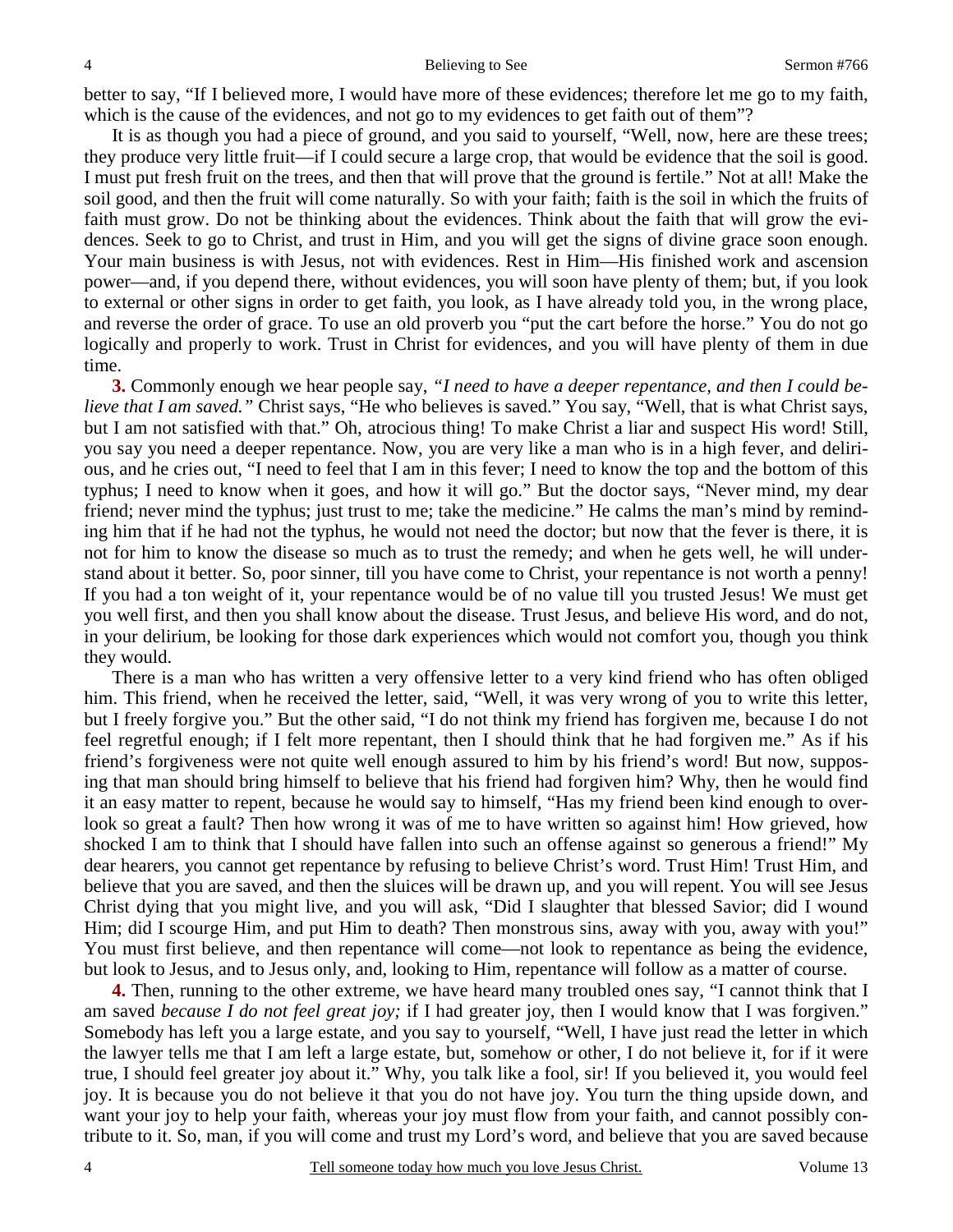better to say, "If I believed more, I would have more of these evidences; therefore let me go to my faith, which is the cause of the evidences, and not go to my evidences to get faith out of them"?

It is as though you had a piece of ground, and you said to yourself, "Well, now, here are these trees; they produce very little fruit—if I could secure a large crop, that would be evidence that the soil is good. I must put fresh fruit on the trees, and then that will prove that the ground is fertile." Not at all! Make the soil good, and then the fruit will come naturally. So with your faith; faith is the soil in which the fruits of faith must grow. Do not be thinking about the evidences. Think about the faith that will grow the evidences. Seek to go to Christ, and trust in Him, and you will get the signs of divine grace soon enough. Your main business is with Jesus, not with evidences. Rest in Him—His finished work and ascension power—and, if you depend there, without evidences, you will soon have plenty of them; but, if you look to external or other signs in order to get faith, you look, as I have already told you, in the wrong place, and reverse the order of grace. To use an old proverb you "put the cart before the horse." You do not go logically and properly to work. Trust in Christ for evidences, and you will have plenty of them in due time.

**3.** Commonly enough we hear people say, *"I need to have a deeper repentance, and then I could believe that I am saved."* Christ says, "He who believes is saved." You say, "Well, that is what Christ says, but I am not satisfied with that." Oh, atrocious thing! To make Christ a liar and suspect His word! Still, you say you need a deeper repentance. Now, you are very like a man who is in a high fever, and delirious, and he cries out, "I need to feel that I am in this fever; I need to know the top and the bottom of this typhus; I need to know when it goes, and how it will go." But the doctor says, "Never mind, my dear friend; never mind the typhus; just trust to me; take the medicine." He calms the man's mind by reminding him that if he had not the typhus, he would not need the doctor; but now that the fever is there, it is not for him to know the disease so much as to trust the remedy; and when he gets well, he will understand about it better. So, poor sinner, till you have come to Christ, your repentance is not worth a penny! If you had a ton weight of it, your repentance would be of no value till you trusted Jesus! We must get you well first, and then you shall know about the disease. Trust Jesus, and believe His word, and do not, in your delirium, be looking for those dark experiences which would not comfort you, though you think they would.

There is a man who has written a very offensive letter to a very kind friend who has often obliged him. This friend, when he received the letter, said, "Well, it was very wrong of you to write this letter, but I freely forgive you." But the other said, "I do not think my friend has forgiven me, because I do not feel regretful enough; if I felt more repentant, then I should think that he had forgiven me." As if his friend's forgiveness were not quite well enough assured to him by his friend's word! But now, supposing that man should bring himself to believe that his friend had forgiven him? Why, then he would find it an easy matter to repent, because he would say to himself, "Has my friend been kind enough to overlook so great a fault? Then how wrong it was of me to have written so against him! How grieved, how shocked I am to think that I should have fallen into such an offense against so generous a friend!" My dear hearers, you cannot get repentance by refusing to believe Christ's word. Trust Him! Trust Him, and believe that you are saved, and then the sluices will be drawn up, and you will repent. You will see Jesus Christ dying that you might live, and you will ask, "Did I slaughter that blessed Savior; did I wound Him; did I scourge Him, and put Him to death? Then monstrous sins, away with you, away with you!" You must first believe, and then repentance will come—not look to repentance as being the evidence, but look to Jesus, and to Jesus only, and, looking to Him, repentance will follow as a matter of course.

**4.** Then, running to the other extreme, we have heard many troubled ones say, "I cannot think that I am saved *because I do not feel great joy;* if I had greater joy, then I would know that I was forgiven." Somebody has left you a large estate, and you say to yourself, "Well, I have just read the letter in which the lawyer tells me that I am left a large estate, but, somehow or other, I do not believe it, for if it were true, I should feel greater joy about it." Why, you talk like a fool, sir! If you believed it, you would feel joy. It is because you do not believe it that you do not have joy. You turn the thing upside down, and want your joy to help your faith, whereas your joy must flow from your faith, and cannot possibly contribute to it. So, man, if you will come and trust my Lord's word, and believe that you are saved because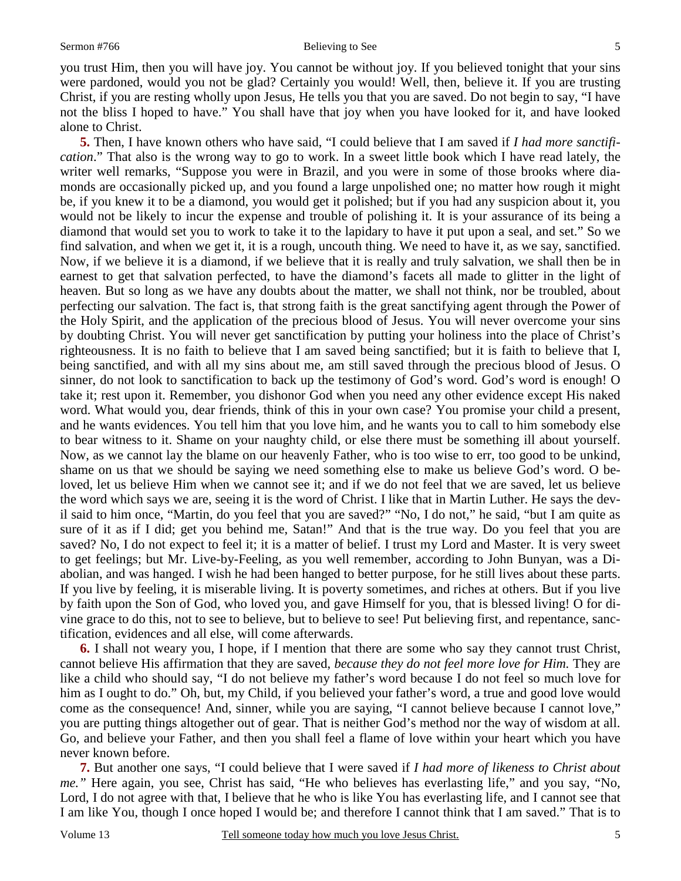you trust Him, then you will have joy. You cannot be without joy. If you believed tonight that your sins were pardoned, would you not be glad? Certainly you would! Well, then, believe it. If you are trusting Christ, if you are resting wholly upon Jesus, He tells you that you are saved. Do not begin to say, "I have not the bliss I hoped to have." You shall have that joy when you have looked for it, and have looked alone to Christ.

**5.** Then, I have known others who have said, "I could believe that I am saved if *I had more sanctification*." That also is the wrong way to go to work. In a sweet little book which I have read lately, the writer well remarks, "Suppose you were in Brazil, and you were in some of those brooks where diamonds are occasionally picked up, and you found a large unpolished one; no matter how rough it might be, if you knew it to be a diamond, you would get it polished; but if you had any suspicion about it, you would not be likely to incur the expense and trouble of polishing it. It is your assurance of its being a diamond that would set you to work to take it to the lapidary to have it put upon a seal, and set." So we find salvation, and when we get it, it is a rough, uncouth thing. We need to have it, as we say, sanctified. Now, if we believe it is a diamond, if we believe that it is really and truly salvation, we shall then be in earnest to get that salvation perfected, to have the diamond's facets all made to glitter in the light of heaven. But so long as we have any doubts about the matter, we shall not think, nor be troubled, about perfecting our salvation. The fact is, that strong faith is the great sanctifying agent through the Power of the Holy Spirit, and the application of the precious blood of Jesus. You will never overcome your sins by doubting Christ. You will never get sanctification by putting your holiness into the place of Christ's righteousness. It is no faith to believe that I am saved being sanctified; but it is faith to believe that I, being sanctified, and with all my sins about me, am still saved through the precious blood of Jesus. O sinner, do not look to sanctification to back up the testimony of God's word. God's word is enough! O take it; rest upon it. Remember, you dishonor God when you need any other evidence except His naked word. What would you, dear friends, think of this in your own case? You promise your child a present, and he wants evidences. You tell him that you love him, and he wants you to call to him somebody else to bear witness to it. Shame on your naughty child, or else there must be something ill about yourself. Now, as we cannot lay the blame on our heavenly Father, who is too wise to err, too good to be unkind, shame on us that we should be saying we need something else to make us believe God's word. O beloved, let us believe Him when we cannot see it; and if we do not feel that we are saved, let us believe the word which says we are, seeing it is the word of Christ. I like that in Martin Luther. He says the devil said to him once, "Martin, do you feel that you are saved?" "No, I do not," he said, "but I am quite as sure of it as if I did; get you behind me, Satan!" And that is the true way. Do you feel that you are saved? No, I do not expect to feel it; it is a matter of belief. I trust my Lord and Master. It is very sweet to get feelings; but Mr. Live-by-Feeling, as you well remember, according to John Bunyan, was a Diabolian, and was hanged. I wish he had been hanged to better purpose, for he still lives about these parts. If you live by feeling, it is miserable living. It is poverty sometimes, and riches at others. But if you live by faith upon the Son of God, who loved you, and gave Himself for you, that is blessed living! O for divine grace to do this, not to see to believe, but to believe to see! Put believing first, and repentance, sanctification, evidences and all else, will come afterwards.

**6.** I shall not weary you, I hope, if I mention that there are some who say they cannot trust Christ, cannot believe His affirmation that they are saved, *because they do not feel more love for Him.* They are like a child who should say, "I do not believe my father's word because I do not feel so much love for him as I ought to do." Oh, but, my Child, if you believed your father's word, a true and good love would come as the consequence! And, sinner, while you are saying, "I cannot believe because I cannot love," you are putting things altogether out of gear. That is neither God's method nor the way of wisdom at all. Go, and believe your Father, and then you shall feel a flame of love within your heart which you have never known before.

**7.** But another one says, "I could believe that I were saved if *I had more of likeness to Christ about me."* Here again, you see, Christ has said, "He who believes has everlasting life," and you say, "No, Lord, I do not agree with that, I believe that he who is like You has everlasting life, and I cannot see that I am like You, though I once hoped I would be; and therefore I cannot think that I am saved." That is to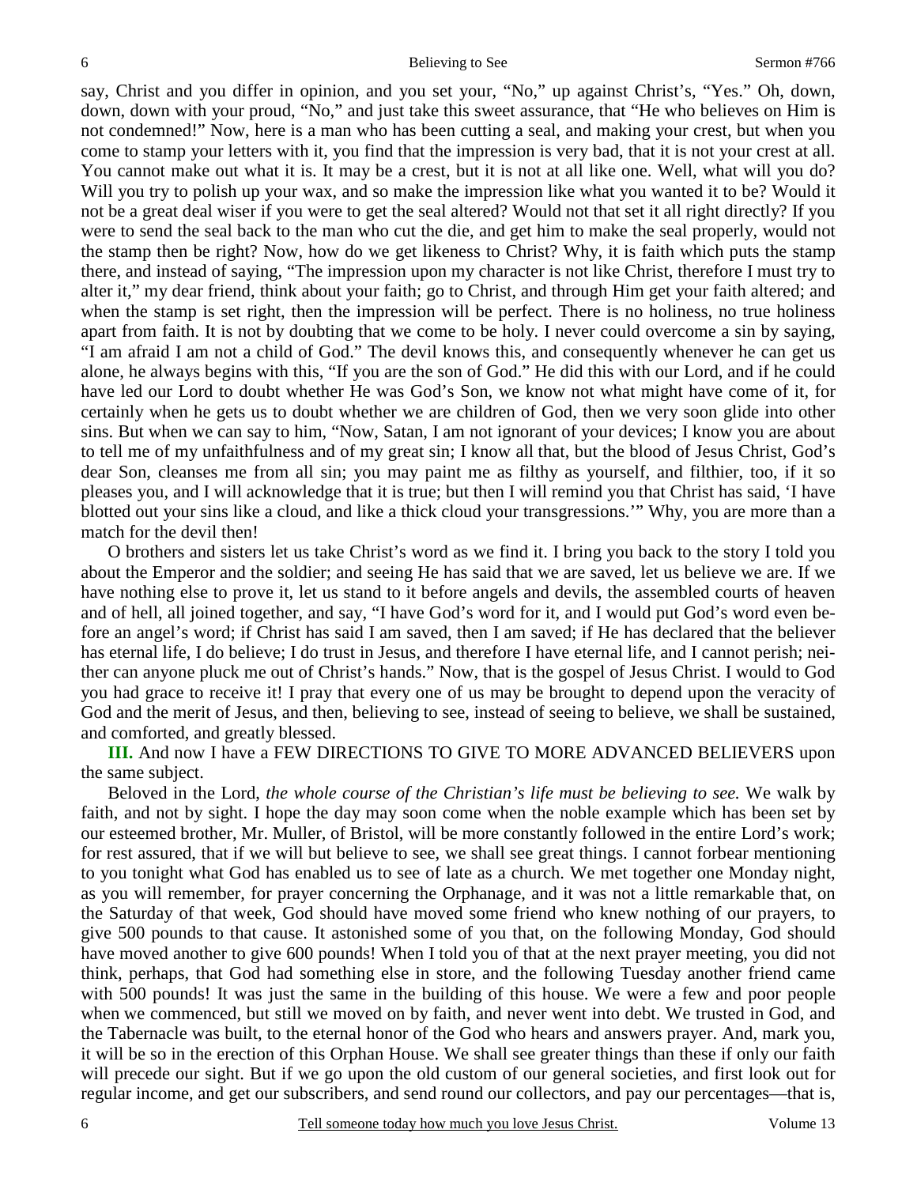say, Christ and you differ in opinion, and you set your, "No," up against Christ's, "Yes." Oh, down, down, down with your proud, "No," and just take this sweet assurance, that "He who believes on Him is not condemned!" Now, here is a man who has been cutting a seal, and making your crest, but when you come to stamp your letters with it, you find that the impression is very bad, that it is not your crest at all. You cannot make out what it is. It may be a crest, but it is not at all like one. Well, what will you do? Will you try to polish up your wax, and so make the impression like what you wanted it to be? Would it not be a great deal wiser if you were to get the seal altered? Would not that set it all right directly? If you were to send the seal back to the man who cut the die, and get him to make the seal properly, would not the stamp then be right? Now, how do we get likeness to Christ? Why, it is faith which puts the stamp there, and instead of saying, "The impression upon my character is not like Christ, therefore I must try to alter it," my dear friend, think about your faith; go to Christ, and through Him get your faith altered; and when the stamp is set right, then the impression will be perfect. There is no holiness, no true holiness apart from faith. It is not by doubting that we come to be holy. I never could overcome a sin by saying, "I am afraid I am not a child of God." The devil knows this, and consequently whenever he can get us alone, he always begins with this, "If you are the son of God." He did this with our Lord, and if he could have led our Lord to doubt whether He was God's Son, we know not what might have come of it, for certainly when he gets us to doubt whether we are children of God, then we very soon glide into other sins. But when we can say to him, "Now, Satan, I am not ignorant of your devices; I know you are about to tell me of my unfaithfulness and of my great sin; I know all that, but the blood of Jesus Christ, God's dear Son, cleanses me from all sin; you may paint me as filthy as yourself, and filthier, too, if it so pleases you, and I will acknowledge that it is true; but then I will remind you that Christ has said, 'I have blotted out your sins like a cloud, and like a thick cloud your transgressions.'" Why, you are more than a match for the devil then!

O brothers and sisters let us take Christ's word as we find it. I bring you back to the story I told you about the Emperor and the soldier; and seeing He has said that we are saved, let us believe we are. If we have nothing else to prove it, let us stand to it before angels and devils, the assembled courts of heaven and of hell, all joined together, and say, "I have God's word for it, and I would put God's word even before an angel's word; if Christ has said I am saved, then I am saved; if He has declared that the believer has eternal life, I do believe; I do trust in Jesus, and therefore I have eternal life, and I cannot perish; neither can anyone pluck me out of Christ's hands." Now, that is the gospel of Jesus Christ. I would to God you had grace to receive it! I pray that every one of us may be brought to depend upon the veracity of God and the merit of Jesus, and then, believing to see, instead of seeing to believe, we shall be sustained, and comforted, and greatly blessed.

**III.** And now I have a FEW DIRECTIONS TO GIVE TO MORE ADVANCED BELIEVERS upon the same subject.

Beloved in the Lord, *the whole course of the Christian's life must be believing to see.* We walk by faith, and not by sight. I hope the day may soon come when the noble example which has been set by our esteemed brother, Mr. Muller, of Bristol, will be more constantly followed in the entire Lord's work; for rest assured, that if we will but believe to see, we shall see great things. I cannot forbear mentioning to you tonight what God has enabled us to see of late as a church. We met together one Monday night, as you will remember, for prayer concerning the Orphanage, and it was not a little remarkable that, on the Saturday of that week, God should have moved some friend who knew nothing of our prayers, to give 500 pounds to that cause. It astonished some of you that, on the following Monday, God should have moved another to give 600 pounds! When I told you of that at the next prayer meeting, you did not think, perhaps, that God had something else in store, and the following Tuesday another friend came with 500 pounds! It was just the same in the building of this house. We were a few and poor people when we commenced, but still we moved on by faith, and never went into debt. We trusted in God, and the Tabernacle was built, to the eternal honor of the God who hears and answers prayer. And, mark you, it will be so in the erection of this Orphan House. We shall see greater things than these if only our faith will precede our sight. But if we go upon the old custom of our general societies, and first look out for regular income, and get our subscribers, and send round our collectors, and pay our percentages—that is,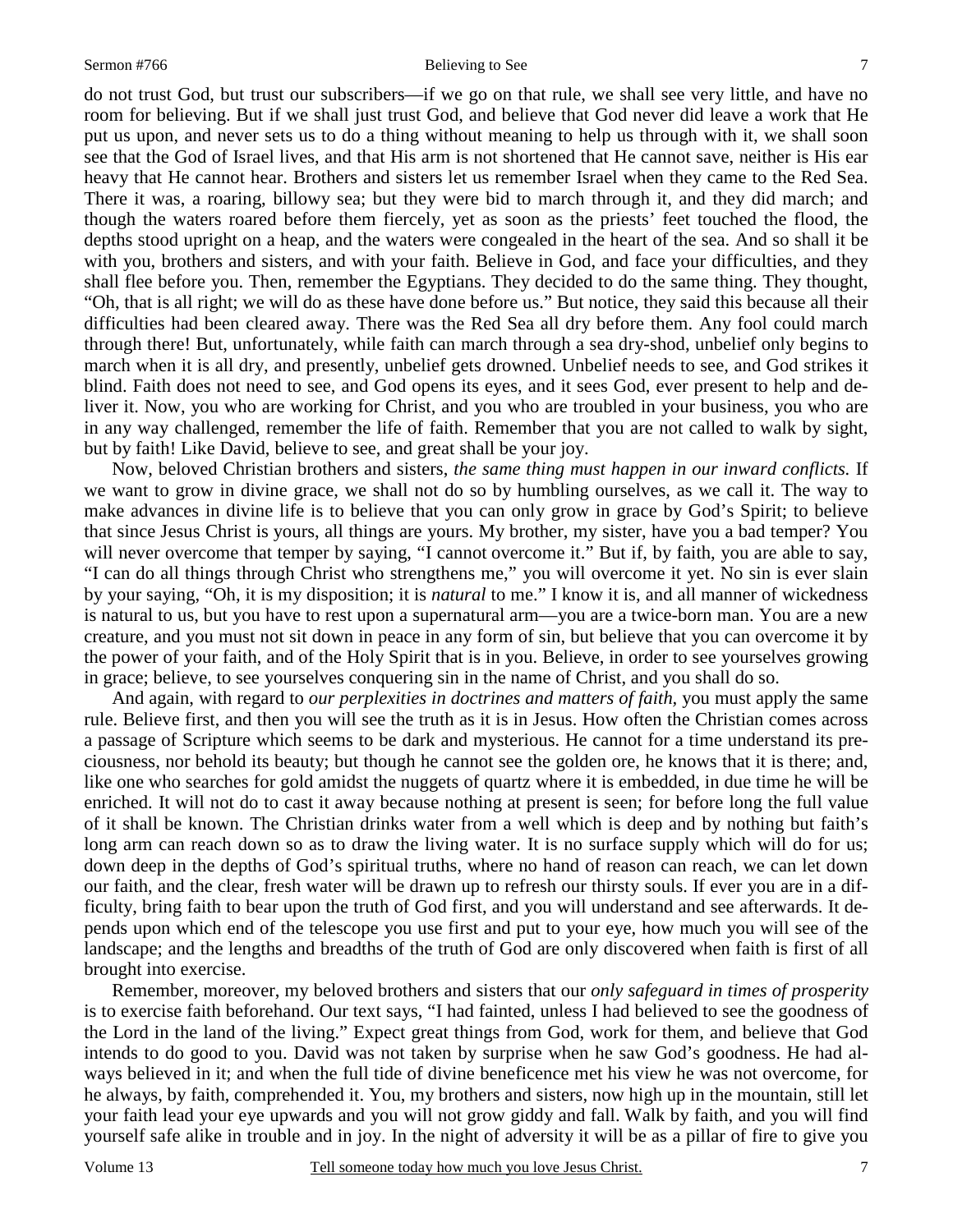do not trust God, but trust our subscribers—if we go on that rule, we shall see very little, and have no room for believing. But if we shall just trust God, and believe that God never did leave a work that He put us upon, and never sets us to do a thing without meaning to help us through with it, we shall soon see that the God of Israel lives, and that His arm is not shortened that He cannot save, neither is His ear heavy that He cannot hear. Brothers and sisters let us remember Israel when they came to the Red Sea. There it was, a roaring, billowy sea; but they were bid to march through it, and they did march; and though the waters roared before them fiercely, yet as soon as the priests' feet touched the flood, the depths stood upright on a heap, and the waters were congealed in the heart of the sea. And so shall it be with you, brothers and sisters, and with your faith. Believe in God, and face your difficulties, and they shall flee before you. Then, remember the Egyptians. They decided to do the same thing. They thought, "Oh, that is all right; we will do as these have done before us." But notice, they said this because all their difficulties had been cleared away. There was the Red Sea all dry before them. Any fool could march through there! But, unfortunately, while faith can march through a sea dry-shod, unbelief only begins to march when it is all dry, and presently, unbelief gets drowned. Unbelief needs to see, and God strikes it blind. Faith does not need to see, and God opens its eyes, and it sees God, ever present to help and deliver it. Now, you who are working for Christ, and you who are troubled in your business, you who are in any way challenged, remember the life of faith. Remember that you are not called to walk by sight, but by faith! Like David, believe to see, and great shall be your joy.

Now, beloved Christian brothers and sisters, *the same thing must happen in our inward conflicts.* If we want to grow in divine grace, we shall not do so by humbling ourselves, as we call it. The way to make advances in divine life is to believe that you can only grow in grace by God's Spirit; to believe that since Jesus Christ is yours, all things are yours. My brother, my sister, have you a bad temper? You will never overcome that temper by saying, "I cannot overcome it." But if, by faith, you are able to say, "I can do all things through Christ who strengthens me," you will overcome it yet. No sin is ever slain by your saying, "Oh, it is my disposition; it is *natural* to me." I know it is, and all manner of wickedness is natural to us, but you have to rest upon a supernatural arm—you are a twice-born man. You are a new creature, and you must not sit down in peace in any form of sin, but believe that you can overcome it by the power of your faith, and of the Holy Spirit that is in you. Believe, in order to see yourselves growing in grace; believe, to see yourselves conquering sin in the name of Christ, and you shall do so.

And again, with regard to *our perplexities in doctrines and matters of faith,* you must apply the same rule. Believe first, and then you will see the truth as it is in Jesus. How often the Christian comes across a passage of Scripture which seems to be dark and mysterious. He cannot for a time understand its preciousness, nor behold its beauty; but though he cannot see the golden ore, he knows that it is there; and, like one who searches for gold amidst the nuggets of quartz where it is embedded, in due time he will be enriched. It will not do to cast it away because nothing at present is seen; for before long the full value of it shall be known. The Christian drinks water from a well which is deep and by nothing but faith's long arm can reach down so as to draw the living water. It is no surface supply which will do for us; down deep in the depths of God's spiritual truths, where no hand of reason can reach, we can let down our faith, and the clear, fresh water will be drawn up to refresh our thirsty souls. If ever you are in a difficulty, bring faith to bear upon the truth of God first, and you will understand and see afterwards. It depends upon which end of the telescope you use first and put to your eye, how much you will see of the landscape; and the lengths and breadths of the truth of God are only discovered when faith is first of all brought into exercise.

Remember, moreover, my beloved brothers and sisters that our *only safeguard in times of prosperity* is to exercise faith beforehand. Our text says, "I had fainted, unless I had believed to see the goodness of the Lord in the land of the living." Expect great things from God, work for them, and believe that God intends to do good to you. David was not taken by surprise when he saw God's goodness. He had always believed in it; and when the full tide of divine beneficence met his view he was not overcome, for he always, by faith, comprehended it. You, my brothers and sisters, now high up in the mountain, still let your faith lead your eye upwards and you will not grow giddy and fall. Walk by faith, and you will find yourself safe alike in trouble and in joy. In the night of adversity it will be as a pillar of fire to give you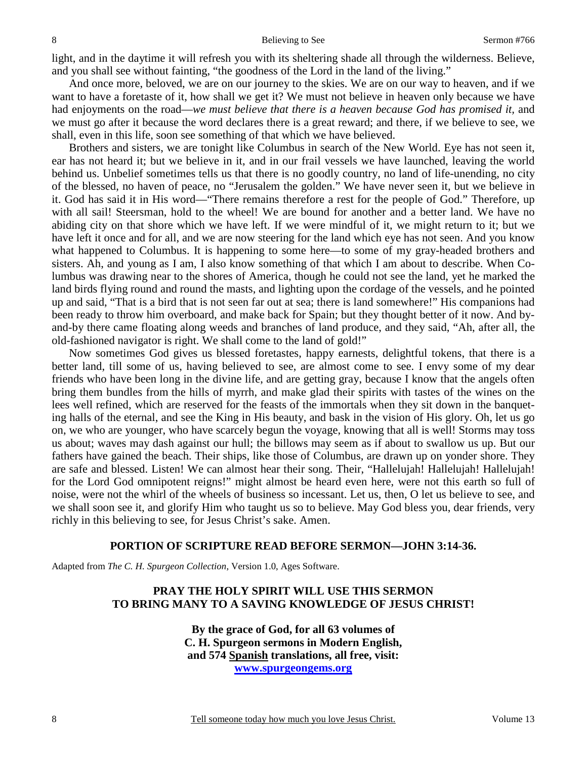light, and in the daytime it will refresh you with its sheltering shade all through the wilderness. Believe, and you shall see without fainting, "the goodness of the Lord in the land of the living."

And once more, beloved, we are on our journey to the skies. We are on our way to heaven, and if we want to have a foretaste of it, how shall we get it? We must not believe in heaven only because we have had enjoyments on the road—*we must believe that there is a heaven because God has promised it,* and we must go after it because the word declares there is a great reward; and there, if we believe to see, we shall, even in this life, soon see something of that which we have believed.

Brothers and sisters, we are tonight like Columbus in search of the New World. Eye has not seen it, ear has not heard it; but we believe in it, and in our frail vessels we have launched, leaving the world behind us. Unbelief sometimes tells us that there is no goodly country, no land of life-unending, no city of the blessed, no haven of peace, no "Jerusalem the golden." We have never seen it, but we believe in it. God has said it in His word—"There remains therefore a rest for the people of God." Therefore, up with all sail! Steersman, hold to the wheel! We are bound for another and a better land. We have no abiding city on that shore which we have left. If we were mindful of it, we might return to it; but we have left it once and for all, and we are now steering for the land which eye has not seen. And you know what happened to Columbus. It is happening to some here—to some of my gray-headed brothers and sisters. Ah, and young as I am, I also know something of that which I am about to describe. When Columbus was drawing near to the shores of America, though he could not see the land, yet he marked the land birds flying round and round the masts, and lighting upon the cordage of the vessels, and he pointed up and said, "That is a bird that is not seen far out at sea; there is land somewhere!" His companions had been ready to throw him overboard, and make back for Spain; but they thought better of it now. And by-and-by there came floating along weeds and branches of land produce, and they said, "Ah, after all, the old-fashioned navigator is right. We shall come to the land of gold!"

Now sometimes God gives us blessed foretastes, happy earnests, delightful tokens, that there is a better land, till some of us, having believed to see, are almost come to see. I envy some of my dear friends who have been long in the divine life, and are getting gray, because I know that the angels often bring them bundles from the hills of myrrh, and make glad their spirits with tastes of the wines on the lees well refined, which are reserved for the feasts of the immortals when they sit down in the banqueting halls of the eternal, and see the King in His beauty, and bask in the vision of His glory. Oh, let us go on, we who are younger, who have scarcely begun the voyage, knowing that all is well! Storms may toss us about; waves may dash against our hull; the billows may seem as if about to swallow us up. But our fathers have gained the beach. Their ships, like those of Columbus, are drawn up on yonder shore. They are safe and blessed. Listen! We can almost hear their song. Their, "Hallelujah! Hallelujah! Hallelujah! for the Lord God omnipotent reigns!" might almost be heard even here, were not this earth so full of noise, were not the whirl of the wheels of business so incessant. Let us, then, O let us believe to see, and we shall soon see it, and glorify Him who taught us so to believe. May God bless you, dear friends, very richly in this believing to see, for Jesus Christ's sake. Amen.

**PORTION OF SCRIPTURE READ BEFORE SERMON—JOHN 3:14-36.**

Adapted from *The C. H. Spurgeon Collection,* Version 1.0, Ages Software.

**PRAY THE HOLY SPIRIT WILL USE THIS SERMON TO BRING MANY TO A SAVING KNOWLEDGE OF JESUS CHRIST!**

**By the grace of God, for all 63 volumes of C. H. Spurgeon sermons in Modern English, and 574 Spanish translations, all free, visit: www.spurgeongems.org**